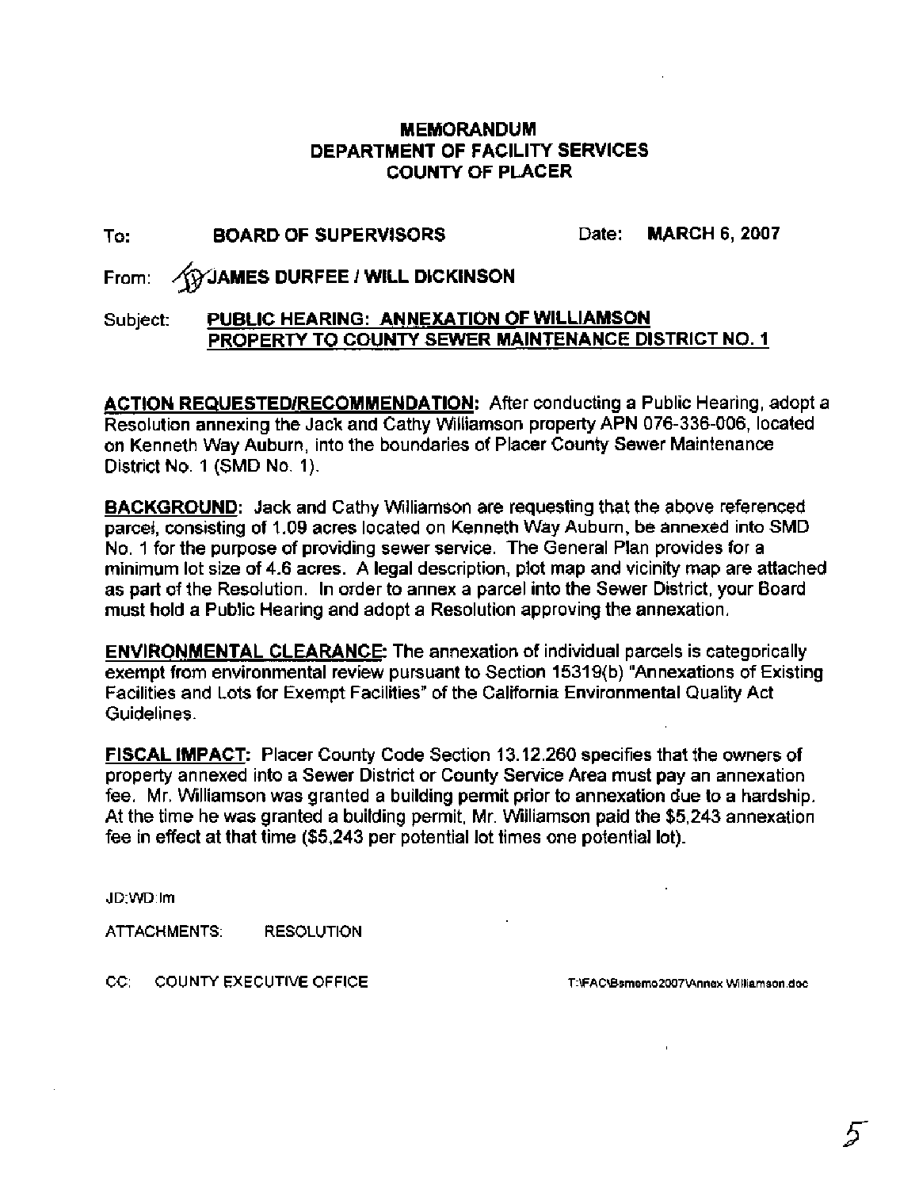# MEMORANDUM
# DEPARTMENT OF FACILITY SERVICES
# COUNTY OF PLACER

**To:** **BOARD OF SUPERVISORS** Date: **MARCH 6, 2007**

From: **JAMES DURFEE / WILL DICKINSON**

Subject: **PUBLIC HEARING: ANNEXATION OF WILLIAMSON PROPERTY TO COUNTY SEWER MAINTENANCE DISTRICT NO. 1**

**ACTION REQUESTED/RECOMMENDATION:** After conducting a Public Hearing, adopt a Resolution annexing the Jack and Cathy Williamson property APN 076-336-006, located on Kenneth Way Auburn, into the boundaries of Placer County Sewer Maintenance District No. 1 (SMD No. 1).

**BACKGROUND:** Jack and Cathy Williamson are requesting that the above referenced parcel, consisting of 1.09 acres located on Kenneth Way Auburn, be annexed into SMD No. 1 for the purpose of providing sewer service. The General Plan provides for a minimum lot size of 4.6 acres. A legal description, plot map and vicinity map are attached as part of the Resolution. In order to annex a parcel into the Sewer District, your Board must hold a Public Hearing and adopt a Resolution approving the annexation.

**ENVIRONMENTAL CLEARANCE:** The annexation of individual parcels is categorically exempt from environmental review pursuant to Section 15319(b) "Annexations of Existing Facilities and Lots for Exempt Facilities" of the California Environmental Quality Act Guidelines.

**FISCAL IMPACT:** Placer County Code Section 13.12.260 specifies that the owners of property annexed into a Sewer District or County Service Area must pay an annexation fee. Mr. Williamson was granted a building permit prior to annexation due to a hardship. At the time he was granted a building permit, Mr. Williamson paid the $5,243 annexation fee in effect at that time ($5,243 per potential lot times one potential lot).

JD:WD:lm

ATTACHMENTS: RESOLUTION

CC: COUNTY EXECUTIVE OFFICE

T:\FAC\Bsmemo2007\Annex Williamson.doc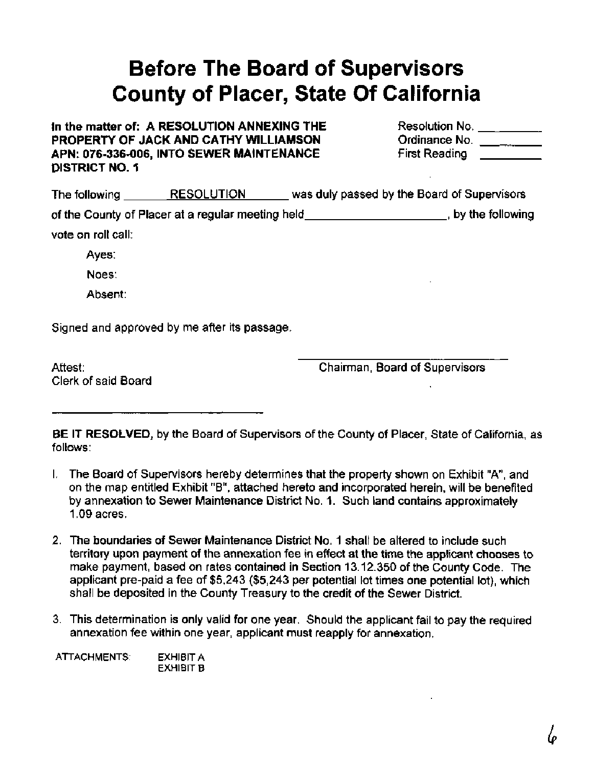# Before The Board of Supervisors
# County of Placer, State Of California

**In the matter of: A RESOLUTION ANNEXING THE PROPERTY OF JACK AND CATHY WILLIAMSON APN: 076-336-006, INTO SEWER MAINTENANCE DISTRICT NO. 1**

Resolution No. __________
Ordinance No. __________
First Reading __________

The following RESOLUTION was duly passed by the Board of Supervisors of the County of Placer at a regular meeting held ____________________, by the following vote on roll call:

Ayes:

Noes:

Absent:

Signed and approved by me after its passage.

______________________________
Chairman, Board of Supervisors

Attest:
Clerk of said Board

______________________________

**BE IT RESOLVED,** by the Board of Supervisors of the County of Placer, State of California, as follows:

1. The Board of Supervisors hereby determines that the property shown on Exhibit "A", and on the map entitled Exhibit "B", attached hereto and incorporated herein, will be benefited by annexation to Sewer Maintenance District No. 1. Such land contains approximately 1.09 acres.

2. The boundaries of Sewer Maintenance District No. 1 shall be altered to include such territory upon payment of the annexation fee in effect at the time the applicant chooses to make payment, based on rates contained in Section 13.12.350 of the County Code. The applicant pre-paid a fee of $5,243 ($5,243 per potential lot times one potential lot), which shall be deposited in the County Treasury to the credit of the Sewer District.

3. This determination is only valid for one year. Should the applicant fail to pay the required annexation fee within one year, applicant must reapply for annexation.

ATTACHMENTS: EXHIBIT A
EXHIBIT B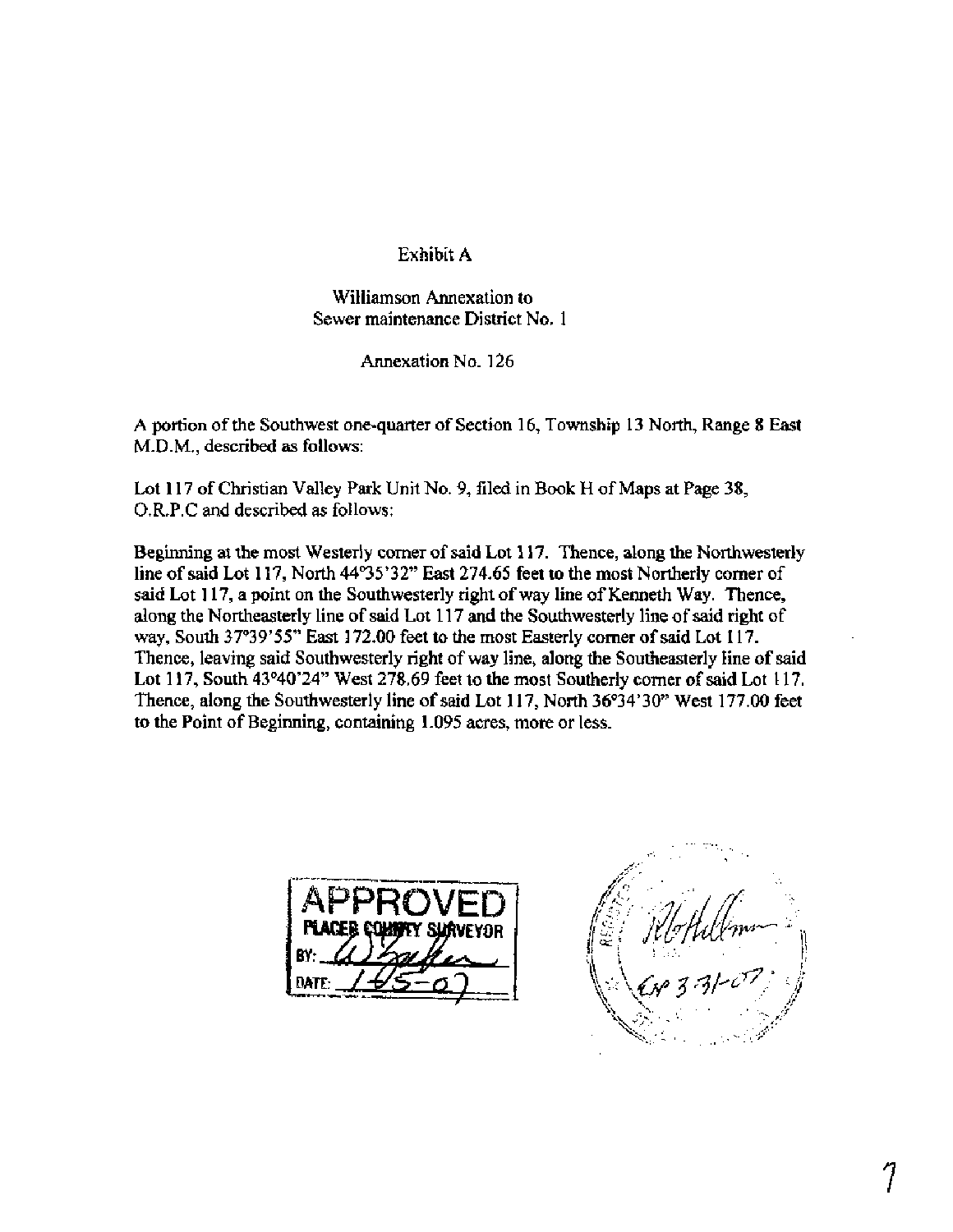Exhibit A

Williamson Annexation to
Sewer maintenance District No. 1

Annexation No. 126

A portion of the Southwest one-quarter of Section 16, Township 13 North, Range 8 East M.D.M., described as follows:

Lot 117 of Christian Valley Park Unit No. 9, filed in Book H of Maps at Page 38, O.R.P.C and described as follows:

Beginning at the most Westerly corner of said Lot 117. Thence, along the Northwesterly line of said Lot 117, North 44°35'32" East 274.65 feet to the most Northerly corner of said Lot 117, a point on the Southwesterly right of way line of Kenneth Way. Thence, along the Northeasterly line of said Lot 117 and the Southwesterly line of said right of way, South 37°39'55" East 172.00 feet to the most Easterly corner of said Lot 117. Thence, leaving said Southwesterly right of way line, along the Southeasterly line of said Lot 117, South 43°40'24" West 278.69 feet to the most Southerly corner of said Lot 117. Thence, along the Southwesterly line of said Lot 117, North 36°34'30" West 177.00 feet to the Point of Beginning, containing 1.095 acres, more or less.

APPROVED
PLACER COUNTY SURVEYOR
BY: ___
DATE: 1-5-07

Exp 3-31-07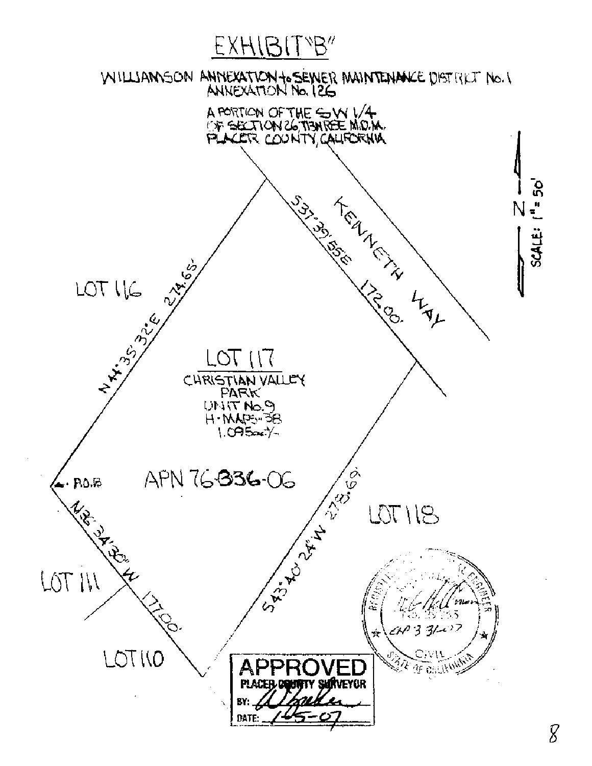# EXHIBIT "B"

WILLIAMSON ANNEXATION to SEWER MAINTENANCE DISTRICT No. 1
ANNEXATION No. 126

A PORTION OF THE SW 1/4
OF SECTION 26, T11N R6E M.D.M.
PLACER COUNTY, CALIFORNIA

N

SCALE: 1" = 50'

KENNETH WAY

S37°39'55"E 172.00'

N44°35'32"E 274.65'

S43°40'24"W 278.69'

N36°34'30"W 177.00'

LOT 116

LOT 117
CHRISTIAN VALLEY PARK
UNIT No. 9
H-MAPS-38
1.095 ac +/-

APN 76-336-06

P.O.B.

LOT 118

LOT 111

LOT 110

APPROVED
PLACER COUNTY SURVEYOR
BY:
DATE: 1-5-07

REGISTERED CIVIL ENGINEER
EXP 3-31-07
CIVIL
STATE OF CALIFORNIA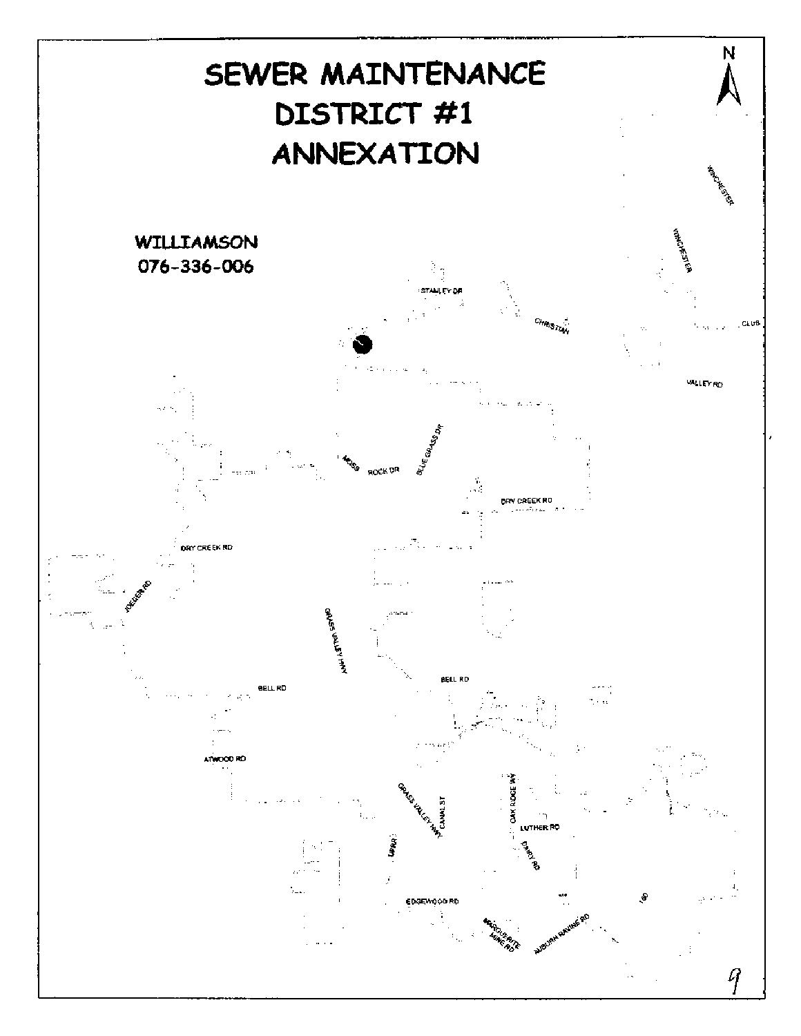# SEWER MAINTENANCE DISTRICT #1 ANNEXATION

**WILLIAMSON**
**076-336-006**

N

WINCHESTER
WINCHESTER
STANLEY DR
CHRISTIAN
CLUB
VALLEY RD
MOSS ROCK DR
BLUE GRASS DR
DRY CREEK RD
DRY CREEK RD
JOEGER RD
GRASS VALLEY HWY
BELL RD
BELL RD
ATWOOD RD
GRASS VALLEY HWY
CANAL ST
OAK RIDGE WY
LUTHER RD
DAIRY RD
UPRR
EDGEWOOD RD
MARGUERITE MINE RD
AUBURN RAVINE RD
180